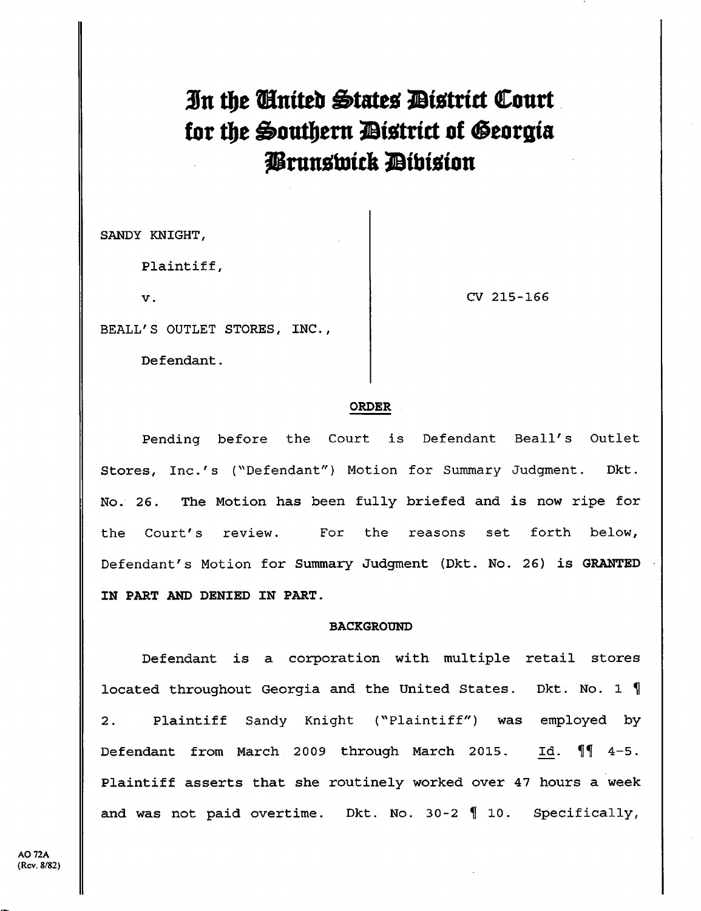# In the United States District Court for the Southern District of Georgia Brunswick Division

SANDY KNIGHT,

Plaintiff,

v.

BEALL'S OUTLET STORES, INC.,

Defendant.

CV 215-166

**ORDER**

Pending before the Court is Defendant Beall's Outlet Stores, Inc.'s ("Defendant") Motion for Summary Judgment. Dkt. No. 26. The Motion has been fully briefed and is now ripe for the Court's review. For the reasons set forth below, Defendant's Motion for Summary Judgment (Dkt. No. 26) is **GRANTED IN PART AND DENIED IN PART.**

**BACKGROUND**

Defendant is a corporation with multiple retail stores located throughout Georgia and the United States. Dkt. No. 1 ¶ 2. Plaintiff Sandy Knight ("Plaintiff") was employed by Defendant from March 2009 through March 2015. Id. ¶¶ 4-5. Plaintiff asserts that she routinely worked over 47 hours a week and was not paid overtime. Dkt. No. 30-2 ¶ 10. Specifically,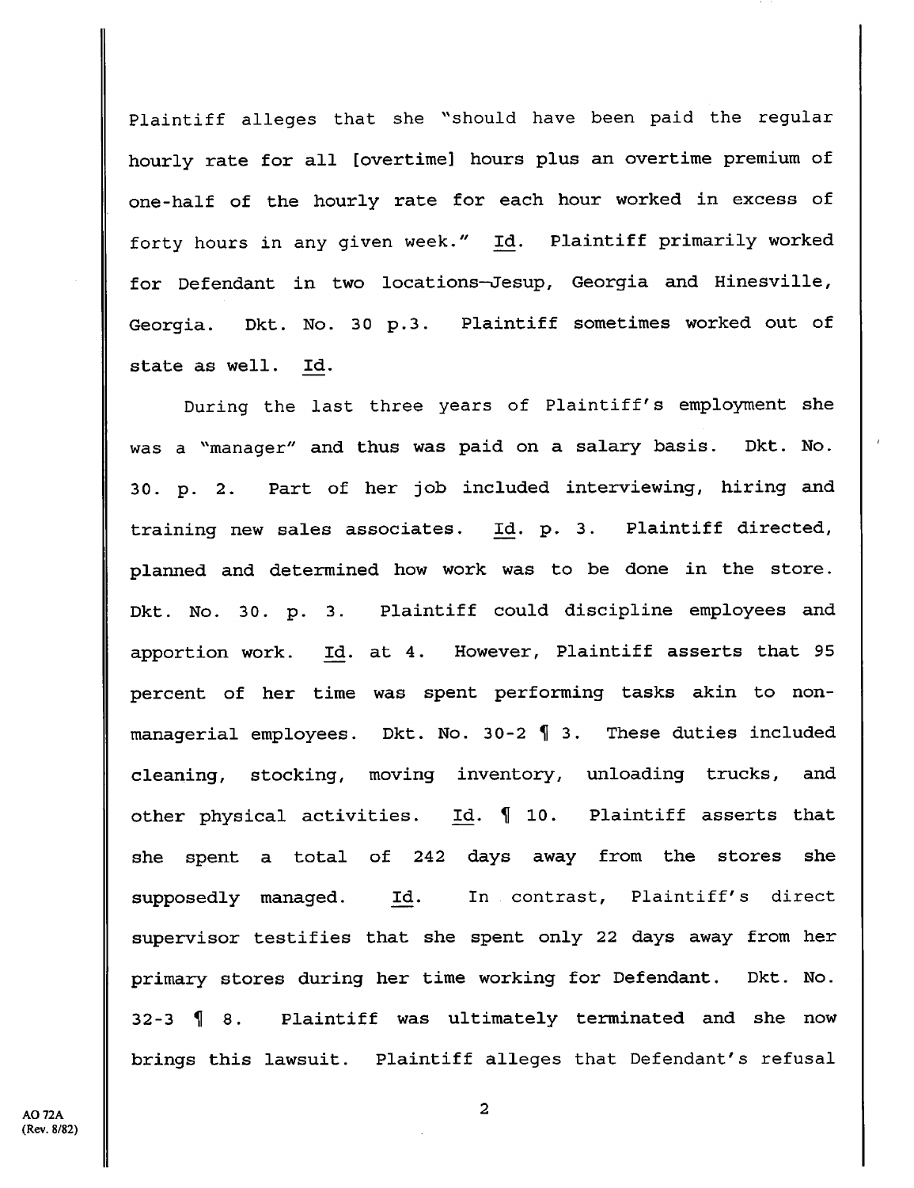Plaintiff alleges that she "should have been paid the regular hourly rate for all [overtime] hours plus an overtime premium of one-half of the hourly rate for each hour worked in excess of forty hours in any given week." Id. Plaintiff primarily worked for Defendant in two locations—Jesup, Georgia and Hinesville, Georgia. Dkt. No. 30 p.3. Plaintiff sometimes worked out of state as well. Id.

During the last three years of Plaintiff's employment she was a "manager" and thus was paid on a salary basis. Dkt. No. 30. p. 2. Part of her job included interviewing, hiring and training new sales associates. Id. p. 3. Plaintiff directed, planned and determined how work was to be done in the store. Dkt. No. 30. p. 3. Plaintiff could discipline employees and apportion work. Id. at 4. However, Plaintiff asserts that 95 percent of her time was spent performing tasks akin to non-managerial employees. Dkt. No. 30-2 ¶ 3. These duties included cleaning, stocking, moving inventory, unloading trucks, and other physical activities. Id. ¶ 10. Plaintiff asserts that she spent a total of 242 days away from the stores she supposedly managed. Id. In contrast, Plaintiff's direct supervisor testifies that she spent only 22 days away from her primary stores during her time working for Defendant. Dkt. No. 32-3 ¶ 8. Plaintiff was ultimately terminated and she now brings this lawsuit. Plaintiff alleges that Defendant's refusal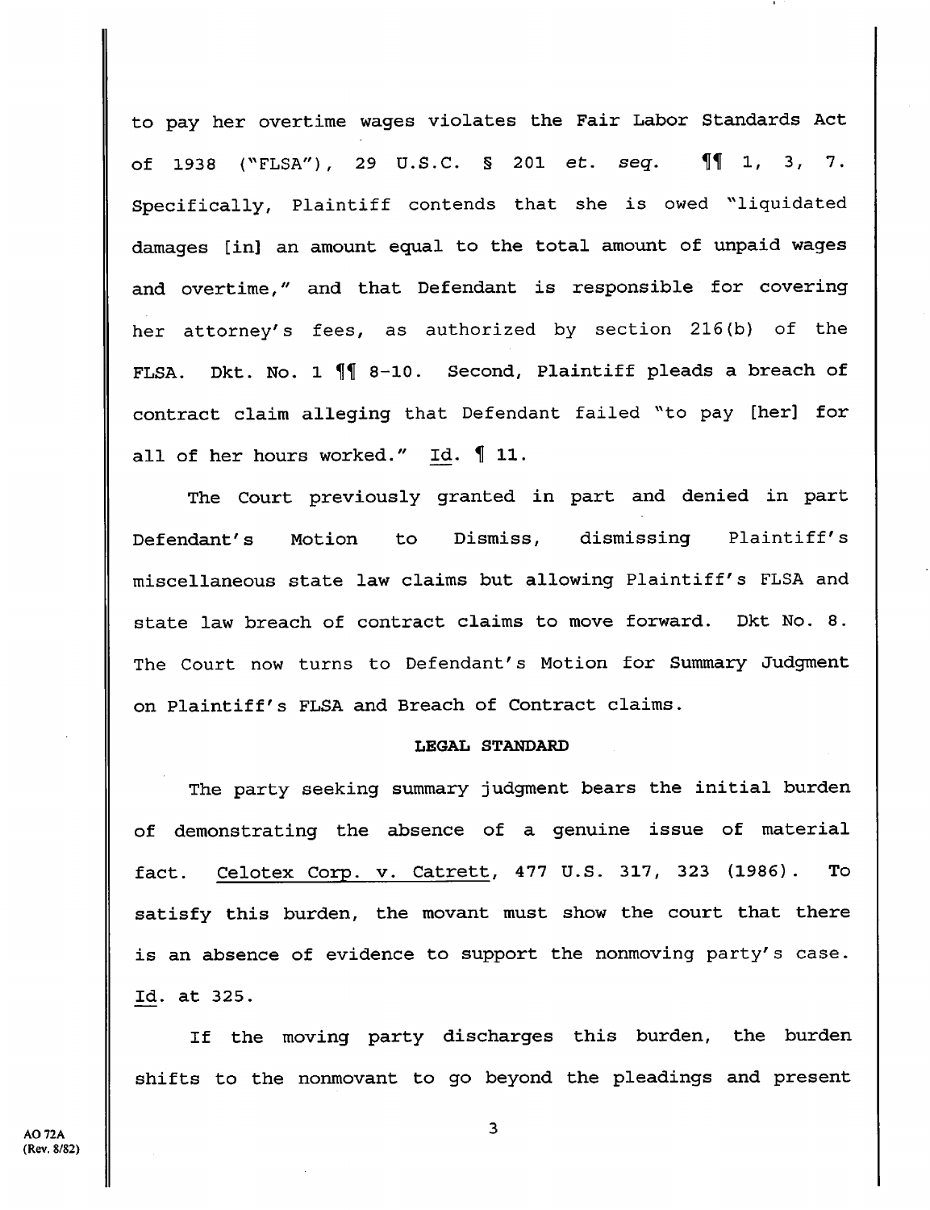to pay her overtime wages violates the Fair Labor Standards Act of 1938 ("FLSA"), 29 U.S.C. § 201 *et. seq.* ¶¶ 1, 3, 7. Specifically, Plaintiff contends that she is owed "liquidated damages [in] an amount equal to the total amount of unpaid wages and overtime," and that Defendant is responsible for covering her attorney's fees, as authorized by section 216(b) of the FLSA. Dkt. No. 1 ¶¶ 8-10. Second, Plaintiff pleads a breach of contract claim alleging that Defendant failed "to pay [her] for all of her hours worked." Id. ¶ 11.

The Court previously granted in part and denied in part Defendant's Motion to Dismiss, dismissing Plaintiff's miscellaneous state law claims but allowing Plaintiff's FLSA and state law breach of contract claims to move forward. Dkt No. 8. The Court now turns to Defendant's Motion for Summary Judgment on Plaintiff's FLSA and Breach of Contract claims.

**LEGAL STANDARD**

The party seeking summary judgment bears the initial burden of demonstrating the absence of a genuine issue of material fact. Celotex Corp. v. Catrett, 477 U.S. 317, 323 (1986). To satisfy this burden, the movant must show the court that there is an absence of evidence to support the nonmoving party's case. Id. at 325.

If the moving party discharges this burden, the burden shifts to the nonmovant to go beyond the pleadings and present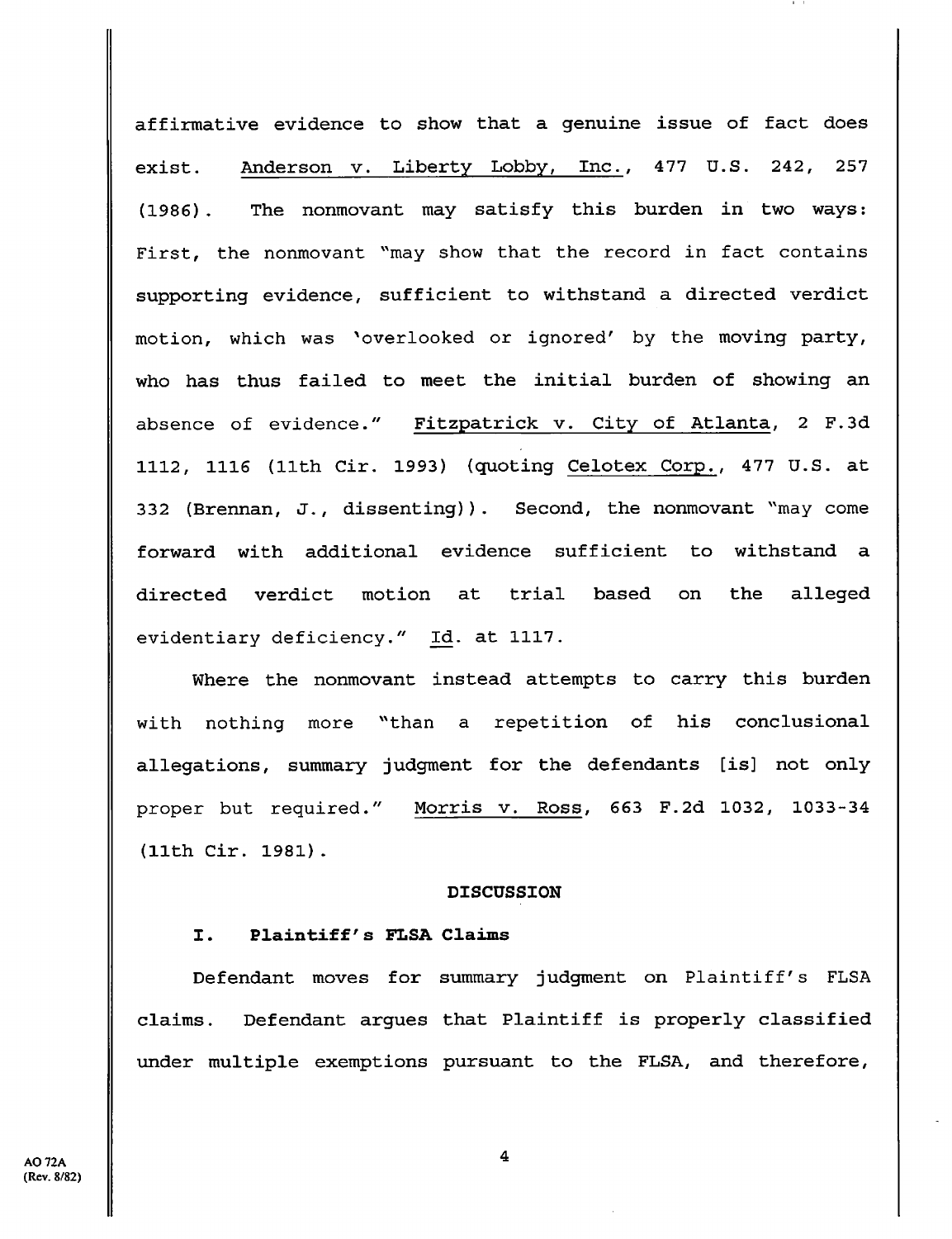affirmative evidence to show that a genuine issue of fact does exist. Anderson v. Liberty Lobby, Inc., 477 U.S. 242, 257 (1986). The nonmovant may satisfy this burden in two ways: First, the nonmovant "may show that the record in fact contains supporting evidence, sufficient to withstand a directed verdict motion, which was 'overlooked or ignored' by the moving party, who has thus failed to meet the initial burden of showing an absence of evidence." Fitzpatrick v. City of Atlanta, 2 F.3d 1112, 1116 (11th Cir. 1993) (quoting Celotex Corp., 477 U.S. at 332 (Brennan, J., dissenting)). Second, the nonmovant "may come forward with additional evidence sufficient to withstand a directed verdict motion at trial based on the alleged evidentiary deficiency." Id. at 1117.

Where the nonmovant instead attempts to carry this burden with nothing more "than a repetition of his conclusional allegations, summary judgment for the defendants [is] not only proper but required." Morris v. Ross, 663 F.2d 1032, 1033-34 (11th Cir. 1981).

## DISCUSSION

### I. Plaintiff's FLSA Claims

Defendant moves for summary judgment on Plaintiff's FLSA claims. Defendant argues that Plaintiff is properly classified under multiple exemptions pursuant to the FLSA, and therefore,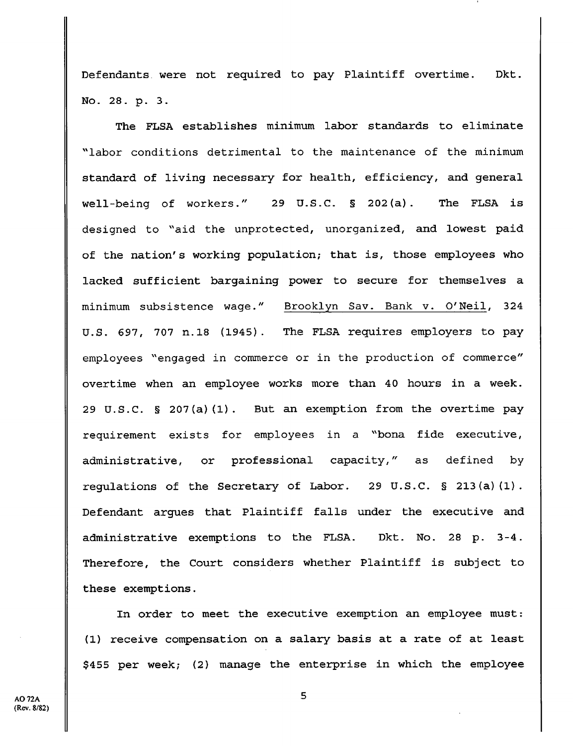Defendants were not required to pay Plaintiff overtime. Dkt. No. 28. p. 3.

The FLSA establishes minimum labor standards to eliminate "labor conditions detrimental to the maintenance of the minimum standard of living necessary for health, efficiency, and general well-being of workers." 29 U.S.C. § 202(a). The FLSA is designed to "aid the unprotected, unorganized, and lowest paid of the nation's working population; that is, those employees who lacked sufficient bargaining power to secure for themselves a minimum subsistence wage." Brooklyn Sav. Bank v. O'Neil, 324 U.S. 697, 707 n.18 (1945). The FLSA requires employers to pay employees "engaged in commerce or in the production of commerce" overtime when an employee works more than 40 hours in a week. 29 U.S.C. § 207(a)(1). But an exemption from the overtime pay requirement exists for employees in a "bona fide executive, administrative, or professional capacity," as defined by regulations of the Secretary of Labor. 29 U.S.C. § 213(a)(1). Defendant argues that Plaintiff falls under the executive and administrative exemptions to the FLSA. Dkt. No. 28 p. 3-4. Therefore, the Court considers whether Plaintiff is subject to these exemptions.

In order to meet the executive exemption an employee must: (1) receive compensation on a salary basis at a rate of at least $455 per week; (2) manage the enterprise in which the employee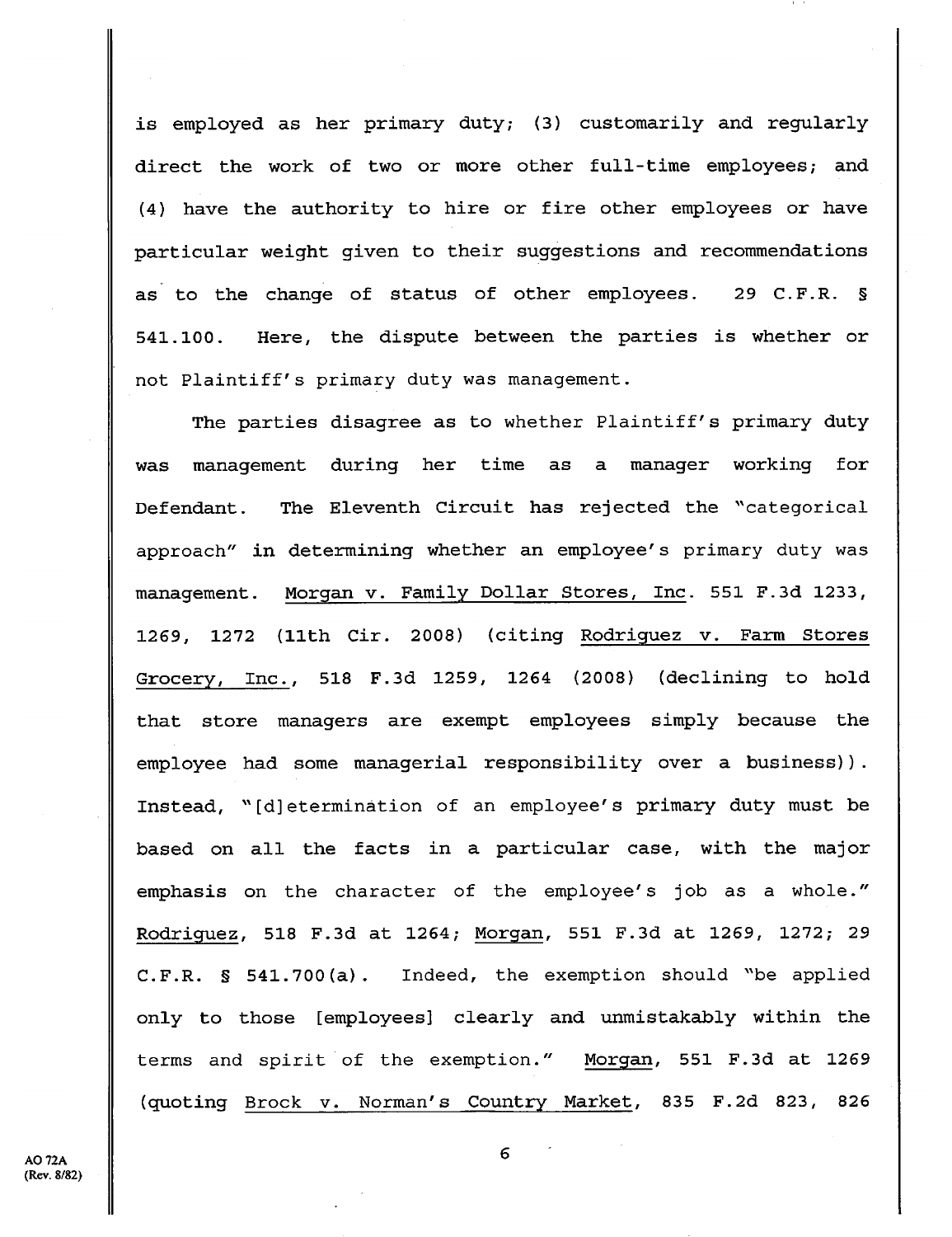is employed as her primary duty; (3) customarily and regularly direct the work of two or more other full-time employees; and (4) have the authority to hire or fire other employees or have particular weight given to their suggestions and recommendations as to the change of status of other employees. 29 C.F.R. § 541.100. Here, the dispute between the parties is whether or not Plaintiff's primary duty was management.

The parties disagree as to whether Plaintiff's primary duty was management during her time as a manager working for Defendant. The Eleventh Circuit has rejected the "categorical approach" in determining whether an employee's primary duty was management. Morgan v. Family Dollar Stores, Inc. 551 F.3d 1233, 1269, 1272 (11th Cir. 2008) (citing Rodriguez v. Farm Stores Grocery, Inc., 518 F.3d 1259, 1264 (2008) (declining to hold that store managers are exempt employees simply because the employee had some managerial responsibility over a business)). Instead, "[d]etermination of an employee's primary duty must be based on all the facts in a particular case, with the major emphasis on the character of the employee's job as a whole." Rodriguez, 518 F.3d at 1264; Morgan, 551 F.3d at 1269, 1272; 29 C.F.R. § 541.700(a). Indeed, the exemption should "be applied only to those [employees] clearly and unmistakably within the terms and spirit of the exemption." Morgan, 551 F.3d at 1269 (quoting Brock v. Norman's Country Market, 835 F.2d 823, 826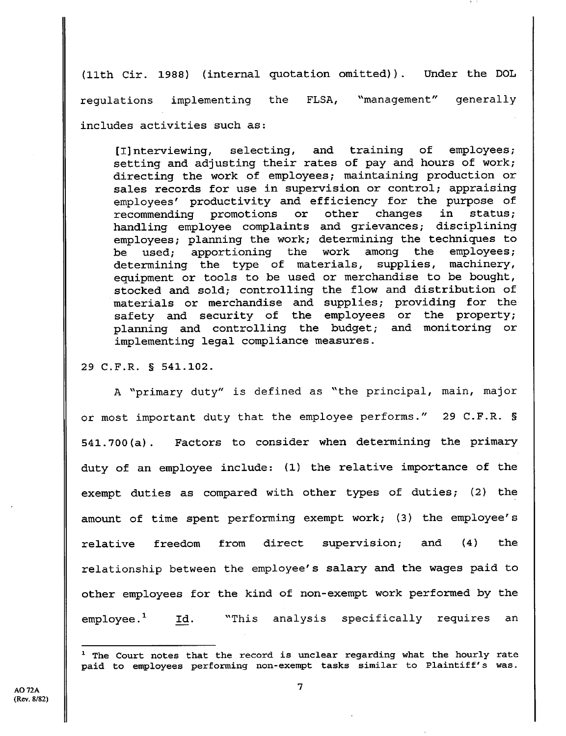(11th Cir. 1988) (internal quotation omitted)). Under the DOL regulations implementing the FLSA, "management" generally includes activities such as:

> [I]nterviewing, selecting, and training of employees; setting and adjusting their rates of pay and hours of work; directing the work of employees; maintaining production or sales records for use in supervision or control; appraising employees' productivity and efficiency for the purpose of recommending promotions or other changes in status; handling employee complaints and grievances; disciplining employees; planning the work; determining the techniques to be used; apportioning the work among the employees; determining the type of materials, supplies, machinery, equipment or tools to be used or merchandise to be bought, stocked and sold; controlling the flow and distribution of materials or merchandise and supplies; providing for the safety and security of the employees or the property; planning and controlling the budget; and monitoring or implementing legal compliance measures.

29 C.F.R. § 541.102.

A "primary duty" is defined as "the principal, main, major or most important duty that the employee performs." 29 C.F.R. § 541.700(a). Factors to consider when determining the primary duty of an employee include: (1) the relative importance of the exempt duties as compared with other types of duties; (2) the amount of time spent performing exempt work; (3) the employee's relative freedom from direct supervision; and (4) the relationship between the employee's salary and the wages paid to other employees for the kind of non-exempt work performed by the employee.[1] Id. "This analysis specifically requires an

[1] The Court notes that the record is unclear regarding what the hourly rate paid to employees performing non-exempt tasks similar to Plaintiff's was.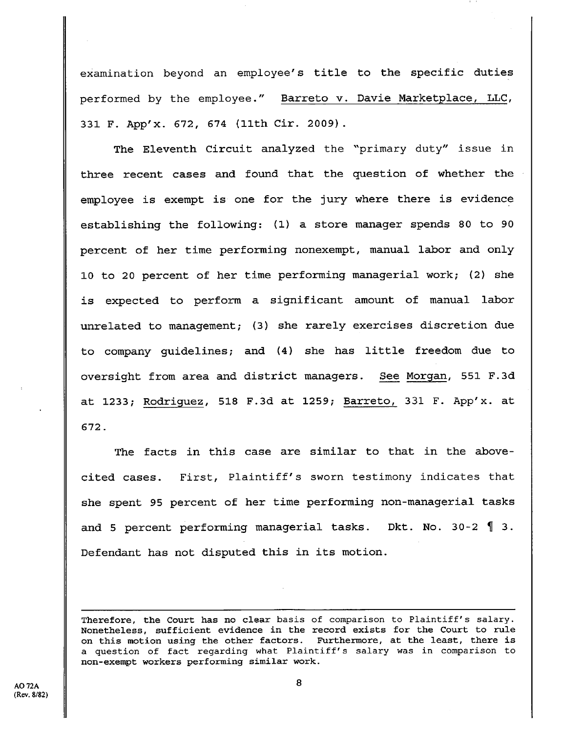examination beyond an employee's title to the specific duties performed by the employee." Barreto v. Davie Marketplace, LLC, 331 F. App'x. 672, 674 (11th Cir. 2009).

The Eleventh Circuit analyzed the "primary duty" issue in three recent cases and found that the question of whether the employee is exempt is one for the jury where there is evidence establishing the following: (1) a store manager spends 80 to 90 percent of her time performing nonexempt, manual labor and only 10 to 20 percent of her time performing managerial work; (2) she is expected to perform a significant amount of manual labor unrelated to management; (3) she rarely exercises discretion due to company guidelines; and (4) she has little freedom due to oversight from area and district managers. See Morgan, 551 F.3d at 1233; Rodriguez, 518 F.3d at 1259; Barreto, 331 F. App'x. at 672.

The facts in this case are similar to that in the above-cited cases. First, Plaintiff's sworn testimony indicates that she spent 95 percent of her time performing non-managerial tasks and 5 percent performing managerial tasks. Dkt. No. 30-2 ¶ 3. Defendant has not disputed this in its motion.

---

Therefore, the Court has no clear basis of comparison to Plaintiff's salary. Nonetheless, sufficient evidence in the record exists for the Court to rule on this motion using the other factors. Furthermore, at the least, there is a question of fact regarding what Plaintiff's salary was in comparison to non-exempt workers performing similar work.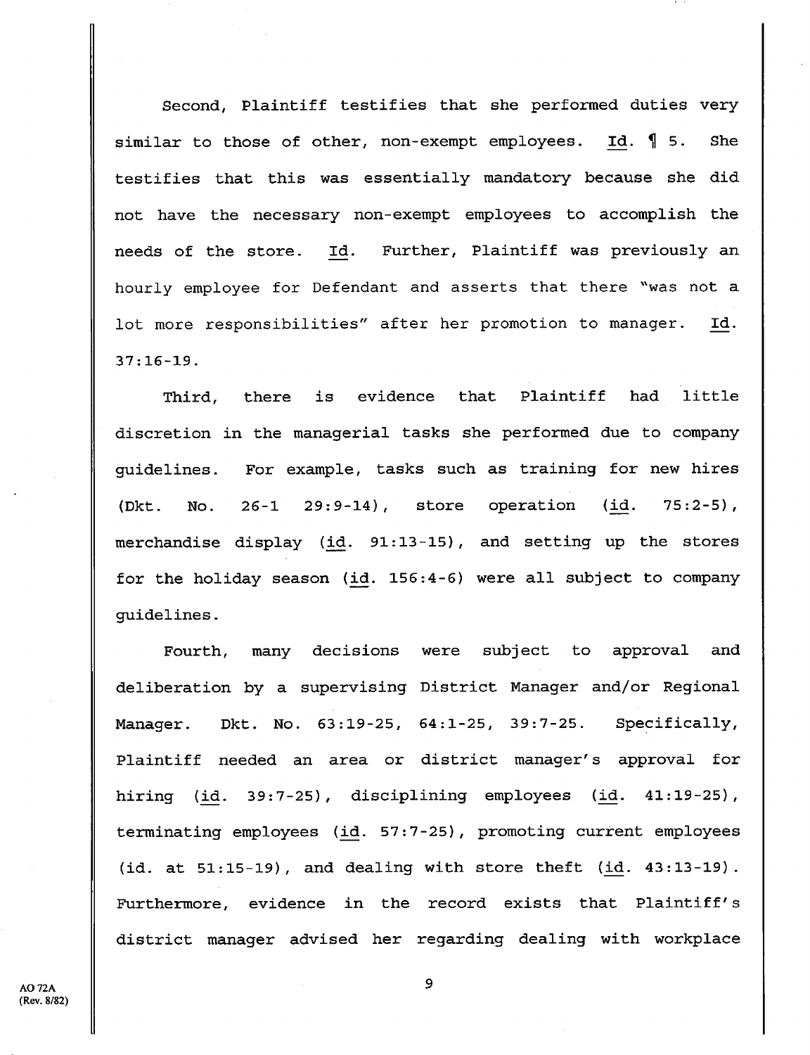Second, Plaintiff testifies that she performed duties very similar to those of other, non-exempt employees. Id. ¶ 5. She testifies that this was essentially mandatory because she did not have the necessary non-exempt employees to accomplish the needs of the store. Id. Further, Plaintiff was previously an hourly employee for Defendant and asserts that there "was not a lot more responsibilities" after her promotion to manager. Id. 37:16-19.

Third, there is evidence that Plaintiff had little discretion in the managerial tasks she performed due to company guidelines. For example, tasks such as training for new hires (Dkt. No. 26-1 29:9-14), store operation (id. 75:2-5), merchandise display (id. 91:13-15), and setting up the stores for the holiday season (id. 156:4-6) were all subject to company guidelines.

Fourth, many decisions were subject to approval and deliberation by a supervising District Manager and/or Regional Manager. Dkt. No. 63:19-25, 64:1-25, 39:7-25. Specifically, Plaintiff needed an area or district manager's approval for hiring (id. 39:7-25), disciplining employees (id. 41:19-25), terminating employees (id. 57:7-25), promoting current employees (id. at 51:15-19), and dealing with store theft (id. 43:13-19). Furthermore, evidence in the record exists that Plaintiff's district manager advised her regarding dealing with workplace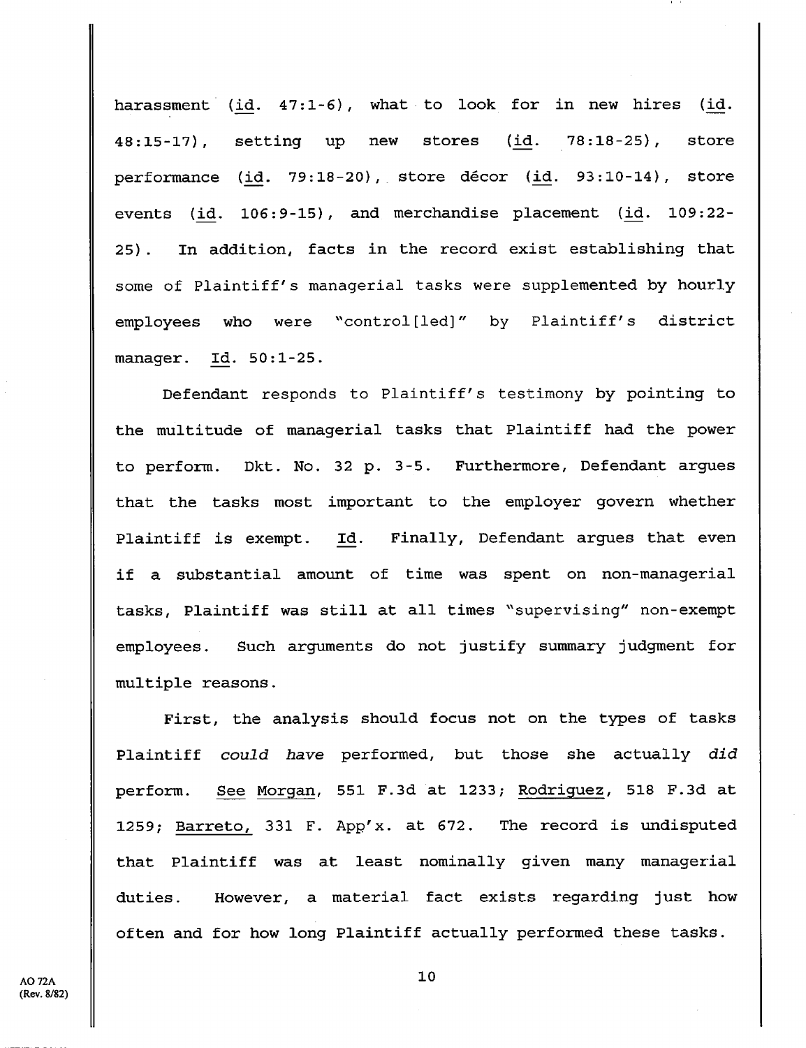harassment (id. 47:1-6), what to look for in new hires (id. 48:15-17), setting up new stores (id. 78:18-25), store performance (id. 79:18-20), store décor (id. 93:10-14), store events (id. 106:9-15), and merchandise placement (id. 109:22-25). In addition, facts in the record exist establishing that some of Plaintiff's managerial tasks were supplemented by hourly employees who were "control[led]" by Plaintiff's district manager. Id. 50:1-25.

Defendant responds to Plaintiff's testimony by pointing to the multitude of managerial tasks that Plaintiff had the power to perform. Dkt. No. 32 p. 3-5. Furthermore, Defendant argues that the tasks most important to the employer govern whether Plaintiff is exempt. Id. Finally, Defendant argues that even if a substantial amount of time was spent on non-managerial tasks, Plaintiff was still at all times "supervising" non-exempt employees. Such arguments do not justify summary judgment for multiple reasons.

First, the analysis should focus not on the types of tasks Plaintiff *could have* performed, but those she actually *did* perform. See Morgan, 551 F.3d at 1233; Rodriguez, 518 F.3d at 1259; Barreto, 331 F. App'x. at 672. The record is undisputed that Plaintiff was at least nominally given many managerial duties. However, a material fact exists regarding just how often and for how long Plaintiff actually performed these tasks.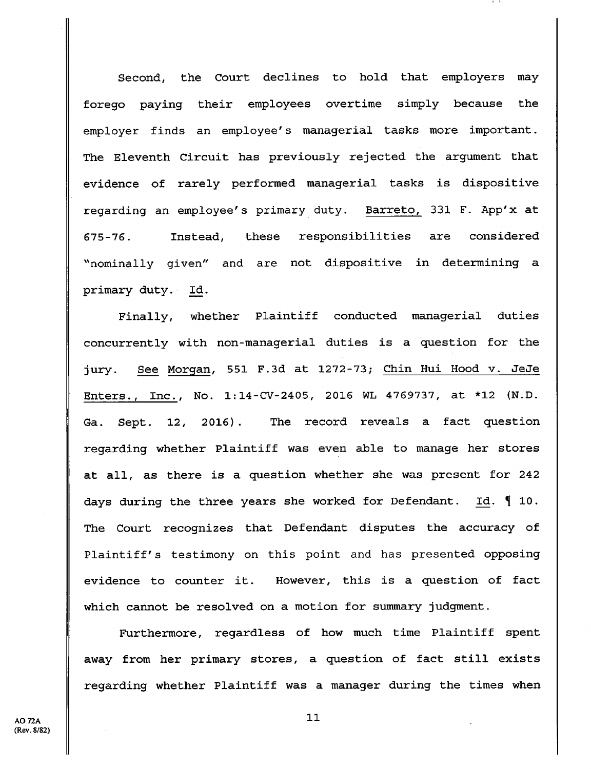Second, the Court declines to hold that employers may forego paying their employees overtime simply because the employer finds an employee's managerial tasks more important. The Eleventh Circuit has previously rejected the argument that evidence of rarely performed managerial tasks is dispositive regarding an employee's primary duty. Barreto, 331 F. App'x at 675-76. Instead, these responsibilities are considered "nominally given" and are not dispositive in determining a primary duty. Id.

Finally, whether Plaintiff conducted managerial duties concurrently with non-managerial duties is a question for the jury. See Morgan, 551 F.3d at 1272-73; Chin Hui Hood v. JeJe Enters., Inc., No. 1:14-CV-2405, 2016 WL 4769737, at *12 (N.D. Ga. Sept. 12, 2016). The record reveals a fact question regarding whether Plaintiff was even able to manage her stores at all, as there is a question whether she was present for 242 days during the three years she worked for Defendant. Id. ¶ 10. The Court recognizes that Defendant disputes the accuracy of Plaintiff's testimony on this point and has presented opposing evidence to counter it. However, this is a question of fact which cannot be resolved on a motion for summary judgment.

Furthermore, regardless of how much time Plaintiff spent away from her primary stores, a question of fact still exists regarding whether Plaintiff was a manager during the times when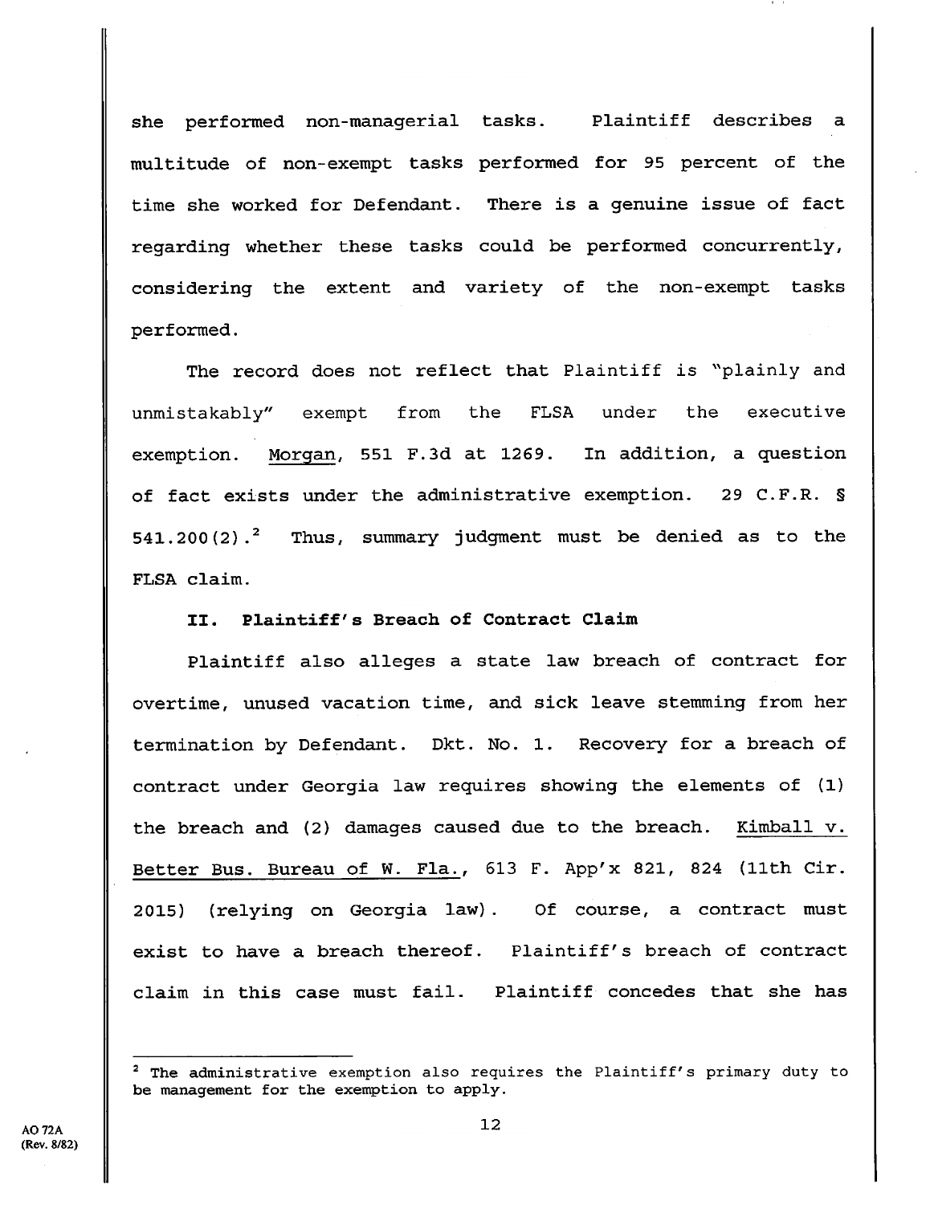she performed non-managerial tasks. Plaintiff describes a multitude of non-exempt tasks performed for 95 percent of the time she worked for Defendant. There is a genuine issue of fact regarding whether these tasks could be performed concurrently, considering the extent and variety of the non-exempt tasks performed.

The record does not reflect that Plaintiff is "plainly and unmistakably" exempt from the FLSA under the executive exemption. Morgan, 551 F.3d at 1269. In addition, a question of fact exists under the administrative exemption. 29 C.F.R. § 541.200(2).[2] Thus, summary judgment must be denied as to the FLSA claim.

### II. Plaintiff's Breach of Contract Claim

Plaintiff also alleges a state law breach of contract for overtime, unused vacation time, and sick leave stemming from her termination by Defendant. Dkt. No. 1. Recovery for a breach of contract under Georgia law requires showing the elements of (1) the breach and (2) damages caused due to the breach. Kimball v. Better Bus. Bureau of W. Fla., 613 F. App'x 821, 824 (11th Cir. 2015) (relying on Georgia law). Of course, a contract must exist to have a breach thereof. Plaintiff's breach of contract claim in this case must fail. Plaintiff concedes that she has

---

[2] The administrative exemption also requires the Plaintiff's primary duty to be management for the exemption to apply.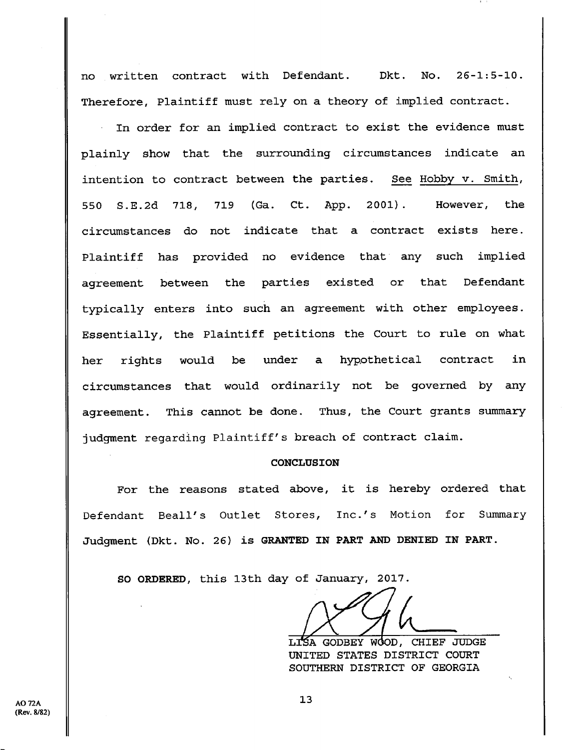no written contract with Defendant. Dkt. No. 26-1:5-10. Therefore, Plaintiff must rely on a theory of implied contract.

In order for an implied contract to exist the evidence must plainly show that the surrounding circumstances indicate an intention to contract between the parties. See Hobby v. Smith, 550 S.E.2d 718, 719 (Ga. Ct. App. 2001). However, the circumstances do not indicate that a contract exists here. Plaintiff has provided no evidence that any such implied agreement between the parties existed or that Defendant typically enters into such an agreement with other employees. Essentially, the Plaintiff petitions the Court to rule on what her rights would be under a hypothetical contract in circumstances that would ordinarily not be governed by any agreement. This cannot be done. Thus, the Court grants summary judgment regarding Plaintiff's breach of contract claim.

**CONCLUSION**

For the reasons stated above, it is hereby ordered that Defendant Beall's Outlet Stores, Inc.'s Motion for Summary Judgment (Dkt. No. 26) is **GRANTED IN PART AND DENIED IN PART.**

**SO ORDERED**, this 13th day of January, 2017.

LISA GODBEY WOOD, CHIEF JUDGE
UNITED STATES DISTRICT COURT
SOUTHERN DISTRICT OF GEORGIA

AO 72A
(Rev. 8/82)